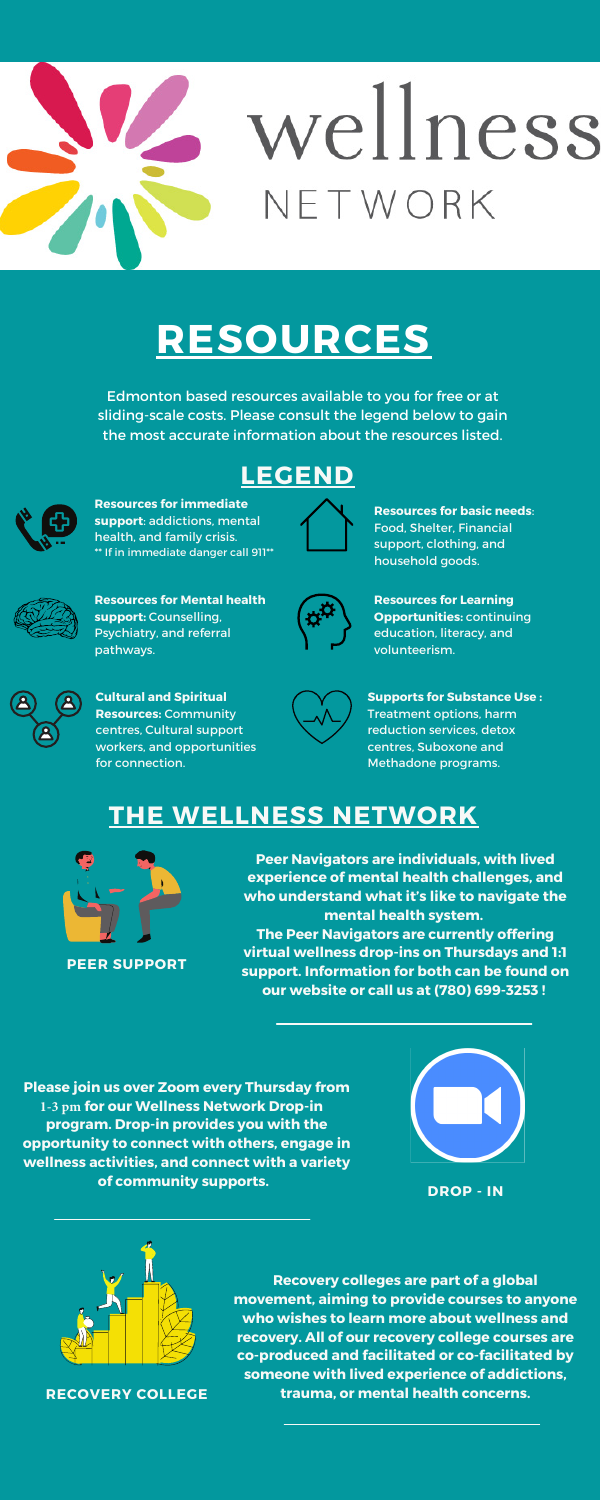# wellness NETWORK

# RESOURCES

Edmonton based resources available to you for free or at sliding-scale costs. Please consult the legend below to gain the most accurate information about the resources listed.

## LEGEND

**Resources for immediate support**: addictions, mental health, and family crisis.
** If in immediate danger call 911**

**Resources for basic needs**: Food, Shelter, Financial support, clothing, and household goods.

**Resources for Mental health support:** Counselling, Psychiatry, and referral pathways.

**Resources for Learning Opportunities:** continuing education, literacy, and volunteerism.

**Cultural and Spiritual Resources:** Community centres, Cultural support workers, and opportunities for connection.

**Supports for Substance Use :** Treatment options, harm reduction services, detox centres, Suboxone and Methadone programs.

## THE WELLNESS NETWORK

**PEER SUPPORT**

**Peer Navigators are individuals, with lived experience of mental health challenges, and who understand what it's like to navigate the mental health system.**

**The Peer Navigators are currently offering virtual wellness drop-ins on Thursdays and 1:1 support. Information for both can be found on our website or call us at (780) 699-3253 !**

**DROP - IN**

**Please join us over Zoom every Thursday from 1-3 pm for our Wellness Network Drop-in program. Drop-in provides you with the opportunity to connect with others, engage in wellness activities, and connect with a variety of community supports.**

**RECOVERY COLLEGE**

**Recovery colleges are part of a global movement, aiming to provide courses to anyone who wishes to learn more about wellness and recovery. All of our recovery college courses are co-produced and facilitated or co-facilitated by someone with lived experience of addictions, trauma, or mental health concerns.**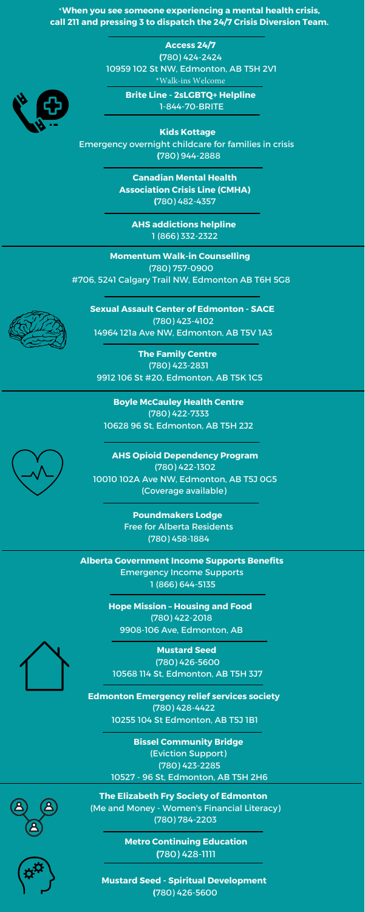*When you see someone experiencing a mental health crisis, call 211 and pressing 3 to dispatch the 24/7 Crisis Diversion Team.**

**Access 24/7**
(780) 424-2424
10959 102 St NW, Edmonton, AB T5H 2V1
*Walk-ins Welcome

**Brite Line - 2sLGBTQ+ Helpline**
1-844-70-BRITE

**Kids Kottage**
Emergency overnight childcare for families in crisis
(780) 944-2888

**Canadian Mental Health Association Crisis Line (CMHA)**
(780) 482-4357

**AHS addictions helpline**
1 (866) 332-2322

**Momentum Walk-in Counselling**
(780) 757-0900
#706, 5241 Calgary Trail NW, Edmonton AB T6H 5G8

**Sexual Assault Center of Edmonton - SACE**
(780) 423-4102
14964 121a Ave NW, Edmonton, AB T5V 1A3

**The Family Centre**
(780) 423-2831
9912 106 St #20, Edmonton, AB T5K 1C5

**Boyle McCauley Health Centre**
(780) 422-7333
10628 96 St, Edmonton, AB T5H 2J2

**AHS Opioid Dependency Program**
(780) 422-1302
10010 102A Ave NW, Edmonton, AB T5J 0G5
(Coverage available)

**Poundmakers Lodge**
Free for Alberta Residents
(780) 458-1884

**Alberta Government Income Supports Benefits**
Emergency Income Supports
1 (866) 644-5135

**Hope Mission – Housing and Food**
(780) 422-2018
9908-106 Ave, Edmonton, AB

**Mustard Seed**
(780) 426-5600
10568 114 St, Edmonton, AB T5H 3J7

**Edmonton Emergency relief services society**
(780) 428-4422
10255 104 St Edmonton, AB T5J 1B1

**Bissel Community Bridge**
(Eviction Support)
(780) 423-2285
10527 - 96 St, Edmonton, AB T5H 2H6

**The Elizabeth Fry Society of Edmonton**
(Me and Money - Women's Financial Literacy)
(780) 784-2203

**Metro Continuing Education**
(780) 428-1111

**Mustard Seed - Spiritual Development**
(780) 426-5600